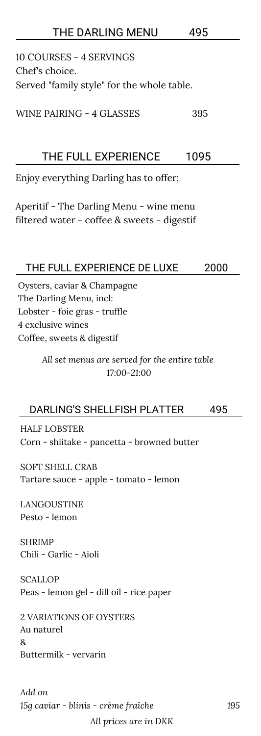## THE DARLING MENU 495

10 COURSES - 4 SERVINGS
Chef's choice.
Served "family style" for the whole table.

WINE PAIRING - 4 GLASSES 395

## THE FULL EXPERIENCE 1095

Enjoy everything Darling has to offer;

Aperitif - The Darling Menu - wine menu
filtered water - coffee & sweets - digestif

## THE FULL EXPERIENCE DE LUXE 2000

Oysters, caviar & Champagne
The Darling Menu, incl:
Lobster - foie gras - truffle
4 exclusive wines
Coffee, sweets & digestif

*All set menus are served for the entire table*
*17:00-21:00*

## DARLING'S SHELLFISH PLATTER 495

HALF LOBSTER
Corn - shiitake - pancetta - browned butter

SOFT SHELL CRAB
Tartare sauce - apple - tomato - lemon

LANGOUSTINE
Pesto - lemon

SHRIMP
Chili - Garlic - Aioli

SCALLOP
Peas - lemon gel - dill oil - rice paper

2 VARIATIONS OF OYSTERS
Au naturel
&
Buttermilk - vervarin

*Add on*
*15g caviar - blinis - crème fraîche* 195

*All prices are in DKK*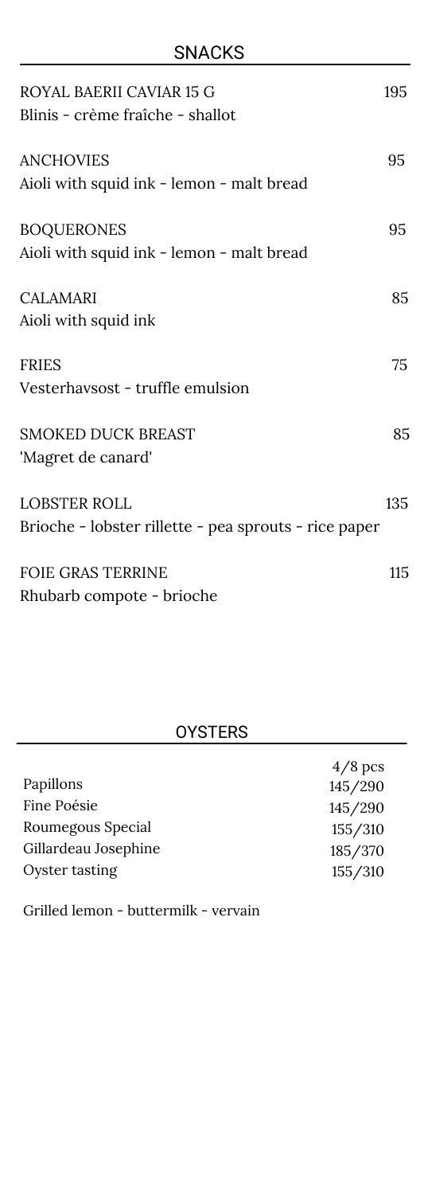## SNACKS

**ROYAL BAERII CAVIAR 15 G** 195
Blinis - crème fraîche - shallot

**ANCHOVIES** 95
Aioli with squid ink - lemon - malt bread

**BOQUERONES** 95
Aioli with squid ink - lemon - malt bread

**CALAMARI** 85
Aioli with squid ink

**FRIES** 75
Vesterhavsost - truffle emulsion

**SMOKED DUCK BREAST** 85
'Magret de canard'

**LOBSTER ROLL** 135
Brioche - lobster rillette - pea sprouts - rice paper

**FOIE GRAS TERRINE** 115
Rhubarb compote - brioche

## OYSTERS

| | 4/8 pcs |
|---|---|
| Papillons | 145/290 |
| Fine Poésie | 145/290 |
| Roumegous Special | 155/310 |
| Gillardeau Josephine | 185/370 |
| Oyster tasting | 155/310 |

Grilled lemon - buttermilk - vervain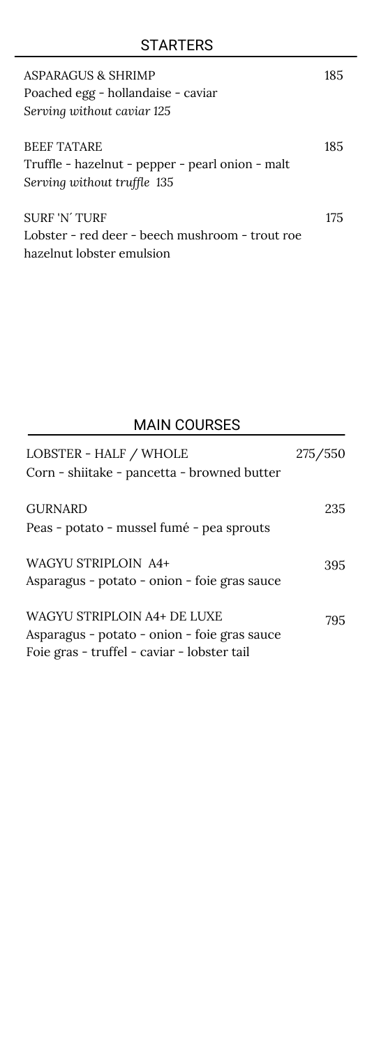## STARTERS

ASPARAGUS & SHRIMP — 185
Poached egg - hollandaise - caviar
*Serving without caviar 125*

BEEF TATARE — 185
Truffle - hazelnut - pepper - pearl onion - malt
*Serving without truffle 135*

SURF 'N´ TURF — 175
Lobster - red deer - beech mushroom - trout roe
hazelnut lobster emulsion

## MAIN COURSES

LOBSTER - HALF / WHOLE — 275/550
Corn - shiitake - pancetta - browned butter

GURNARD — 235
Peas - potato - mussel fumé - pea sprouts

WAGYU STRIPLOIN A4+ — 395
Asparagus - potato - onion - foie gras sauce

WAGYU STRIPLOIN A4+ DE LUXE — 795
Asparagus - potato - onion - foie gras sauce
Foie gras - truffel - caviar - lobster tail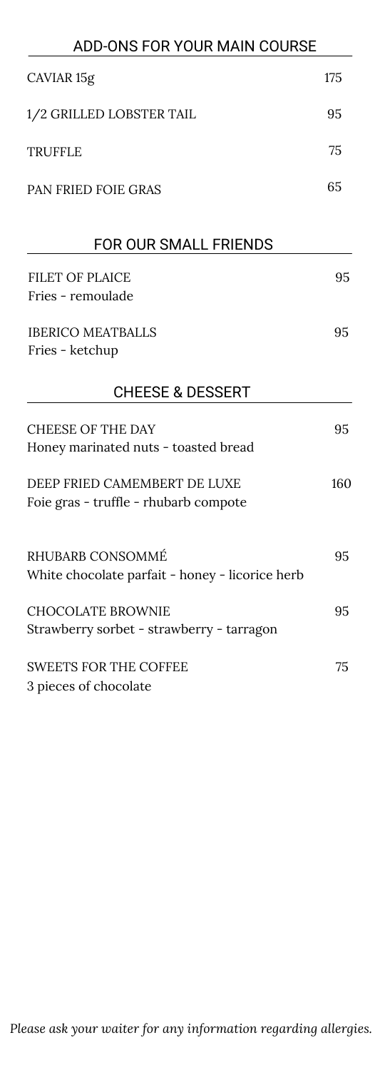## ADD-ONS FOR YOUR MAIN COURSE

| | |
|---|---|
| CAVIAR 15g | 175 |
| 1/2 GRILLED LOBSTER TAIL | 95 |
| TRUFFLE | 75 |
| PAN FRIED FOIE GRAS | 65 |

## FOR OUR SMALL FRIENDS

| | |
|---|---|
| FILET OF PLAICE<br>Fries - remoulade | 95 |
| IBERICO MEATBALLS<br>Fries - ketchup | 95 |

## CHEESE & DESSERT

| | |
|---|---|
| CHEESE OF THE DAY<br>Honey marinated nuts - toasted bread | 95 |
| DEEP FRIED CAMEMBERT DE LUXE<br>Foie gras - truffle - rhubarb compote | 160 |
| RHUBARB CONSOMMÉ<br>White chocolate parfait - honey - licorice herb | 95 |
| CHOCOLATE BROWNIE<br>Strawberry sorbet - strawberry - tarragon | 95 |
| SWEETS FOR THE COFFEE<br>3 pieces of chocolate | 75 |

*Please ask your waiter for any information regarding allergies.*